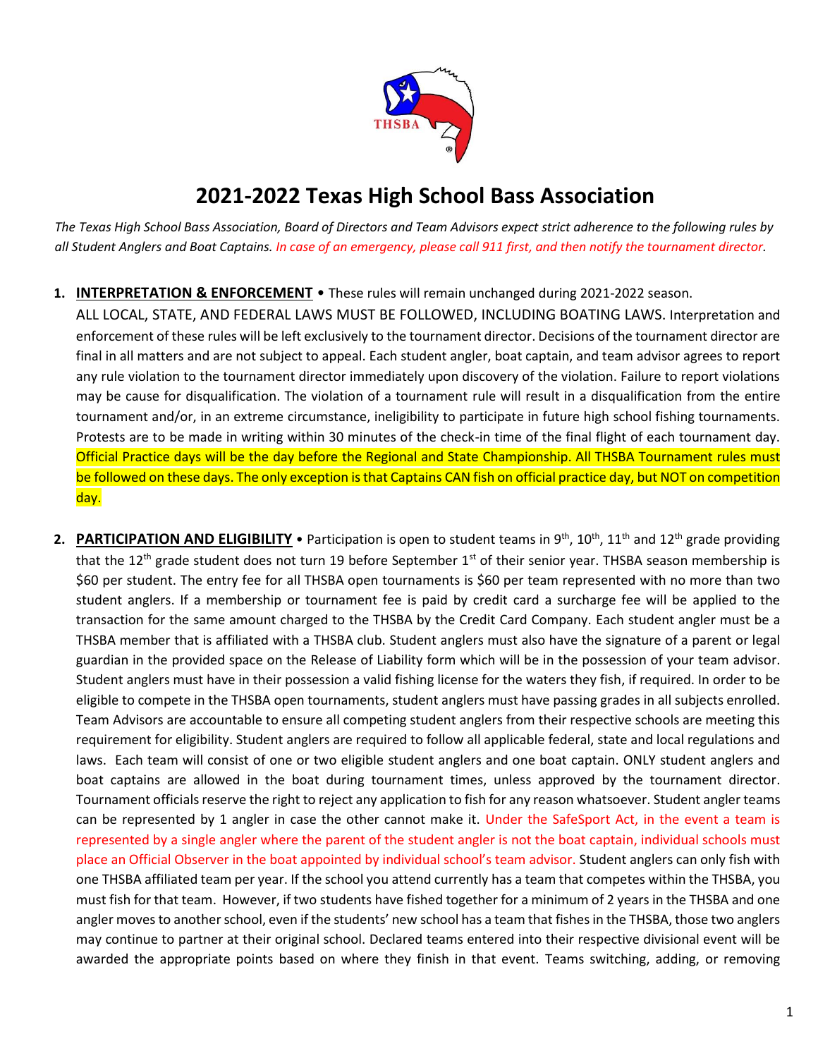# 2021-2022 Texas High School Bass Association

*The Texas High School Bass Association, Board of Directors and Team Advisors expect strict adherence to the following rules by all Student Anglers and Boat Captains. In case of an emergency, please call 911 first, and then notify the tournament director.*

1. **INTERPRETATION & ENFORCEMENT** • These rules will remain unchanged during 2021-2022 season. ALL LOCAL, STATE, AND FEDERAL LAWS MUST BE FOLLOWED, INCLUDING BOATING LAWS. Interpretation and enforcement of these rules will be left exclusively to the tournament director. Decisions of the tournament director are final in all matters and are not subject to appeal. Each student angler, boat captain, and team advisor agrees to report any rule violation to the tournament director immediately upon discovery of the violation. Failure to report violations may be cause for disqualification. The violation of a tournament rule will result in a disqualification from the entire tournament and/or, in an extreme circumstance, ineligibility to participate in future high school fishing tournaments. Protests are to be made in writing within 30 minutes of the check-in time of the final flight of each tournament day. Official Practice days will be the day before the Regional and State Championship. All THSBA Tournament rules must be followed on these days. The only exception is that Captains CAN fish on official practice day, but NOT on competition day.

2. **PARTICIPATION AND ELIGIBILITY** • Participation is open to student teams in 9th, 10th, 11th and 12th grade providing that the 12th grade student does not turn 19 before September 1st of their senior year. THSBA season membership is $60 per student. The entry fee for all THSBA open tournaments is $60 per team represented with no more than two student anglers. If a membership or tournament fee is paid by credit card a surcharge fee will be applied to the transaction for the same amount charged to the THSBA by the Credit Card Company. Each student angler must be a THSBA member that is affiliated with a THSBA club. Student anglers must also have the signature of a parent or legal guardian in the provided space on the Release of Liability form which will be in the possession of your team advisor. Student anglers must have in their possession a valid fishing license for the waters they fish, if required. In order to be eligible to compete in the THSBA open tournaments, student anglers must have passing grades in all subjects enrolled. Team Advisors are accountable to ensure all competing student anglers from their respective schools are meeting this requirement for eligibility. Student anglers are required to follow all applicable federal, state and local regulations and laws. Each team will consist of one or two eligible student anglers and one boat captain. ONLY student anglers and boat captains are allowed in the boat during tournament times, unless approved by the tournament director. Tournament officials reserve the right to reject any application to fish for any reason whatsoever. Student angler teams can be represented by 1 angler in case the other cannot make it. Under the SafeSport Act, in the event a team is represented by a single angler where the parent of the student angler is not the boat captain, individual schools must place an Official Observer in the boat appointed by individual school's team advisor. Student anglers can only fish with one THSBA affiliated team per year. If the school you attend currently has a team that competes within the THSBA, you must fish for that team. However, if two students have fished together for a minimum of 2 years in the THSBA and one angler moves to another school, even if the students' new school has a team that fishes in the THSBA, those two anglers may continue to partner at their original school. Declared teams entered into their respective divisional event will be awarded the appropriate points based on where they finish in that event. Teams switching, adding, or removing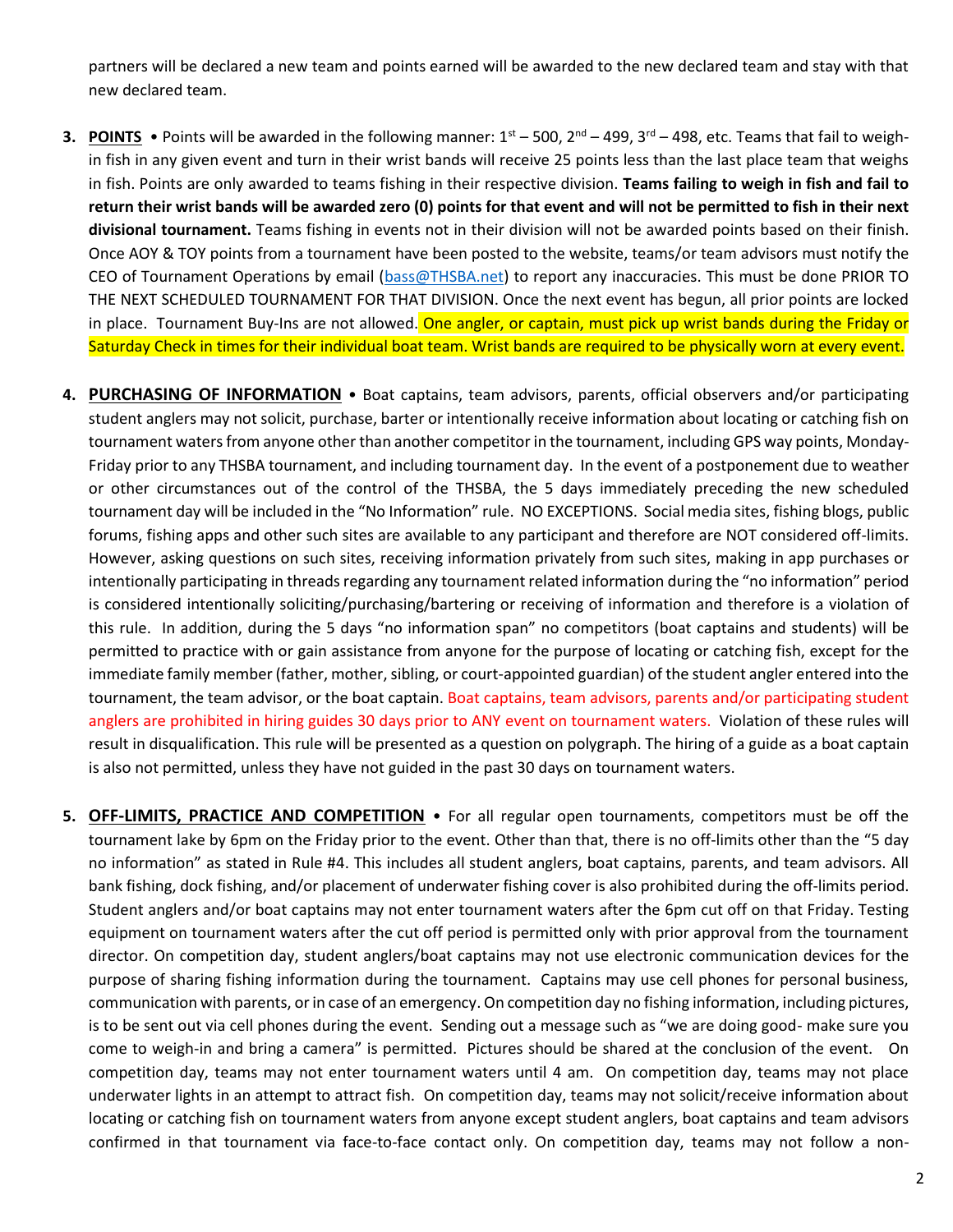partners will be declared a new team and points earned will be awarded to the new declared team and stay with that new declared team.

3. **POINTS** • Points will be awarded in the following manner: 1st – 500, 2nd – 499, 3rd – 498, etc. Teams that fail to weigh-in fish in any given event and turn in their wrist bands will receive 25 points less than the last place team that weighs in fish. Points are only awarded to teams fishing in their respective division. **Teams failing to weigh in fish and fail to return their wrist bands will be awarded zero (0) points for that event and will not be permitted to fish in their next divisional tournament.** Teams fishing in events not in their division will not be awarded points based on their finish. Once AOY & TOY points from a tournament have been posted to the website, teams/or team advisors must notify the CEO of Tournament Operations by email (bass@THSBA.net) to report any inaccuracies. This must be done PRIOR TO THE NEXT SCHEDULED TOURNAMENT FOR THAT DIVISION. Once the next event has begun, all prior points are locked in place. Tournament Buy-Ins are not allowed. One angler, or captain, must pick up wrist bands during the Friday or Saturday Check in times for their individual boat team. Wrist bands are required to be physically worn at every event.

4. **PURCHASING OF INFORMATION** • Boat captains, team advisors, parents, official observers and/or participating student anglers may not solicit, purchase, barter or intentionally receive information about locating or catching fish on tournament waters from anyone other than another competitor in the tournament, including GPS way points, Monday-Friday prior to any THSBA tournament, and including tournament day. In the event of a postponement due to weather or other circumstances out of the control of the THSBA, the 5 days immediately preceding the new scheduled tournament day will be included in the "No Information" rule. NO EXCEPTIONS. Social media sites, fishing blogs, public forums, fishing apps and other such sites are available to any participant and therefore are NOT considered off-limits. However, asking questions on such sites, receiving information privately from such sites, making in app purchases or intentionally participating in threads regarding any tournament related information during the "no information" period is considered intentionally soliciting/purchasing/bartering or receiving of information and therefore is a violation of this rule. In addition, during the 5 days "no information span" no competitors (boat captains and students) will be permitted to practice with or gain assistance from anyone for the purpose of locating or catching fish, except for the immediate family member (father, mother, sibling, or court-appointed guardian) of the student angler entered into the tournament, the team advisor, or the boat captain. Boat captains, team advisors, parents and/or participating student anglers are prohibited in hiring guides 30 days prior to ANY event on tournament waters. Violation of these rules will result in disqualification. This rule will be presented as a question on polygraph. The hiring of a guide as a boat captain is also not permitted, unless they have not guided in the past 30 days on tournament waters.

5. **OFF-LIMITS, PRACTICE AND COMPETITION** • For all regular open tournaments, competitors must be off the tournament lake by 6pm on the Friday prior to the event. Other than that, there is no off-limits other than the "5 day no information" as stated in Rule #4. This includes all student anglers, boat captains, parents, and team advisors. All bank fishing, dock fishing, and/or placement of underwater fishing cover is also prohibited during the off-limits period. Student anglers and/or boat captains may not enter tournament waters after the 6pm cut off on that Friday. Testing equipment on tournament waters after the cut off period is permitted only with prior approval from the tournament director. On competition day, student anglers/boat captains may not use electronic communication devices for the purpose of sharing fishing information during the tournament. Captains may use cell phones for personal business, communication with parents, or in case of an emergency. On competition day no fishing information, including pictures, is to be sent out via cell phones during the event. Sending out a message such as "we are doing good- make sure you come to weigh-in and bring a camera" is permitted. Pictures should be shared at the conclusion of the event. On competition day, teams may not enter tournament waters until 4 am. On competition day, teams may not place underwater lights in an attempt to attract fish. On competition day, teams may not solicit/receive information about locating or catching fish on tournament waters from anyone except student anglers, boat captains and team advisors confirmed in that tournament via face-to-face contact only. On competition day, teams may not follow a non-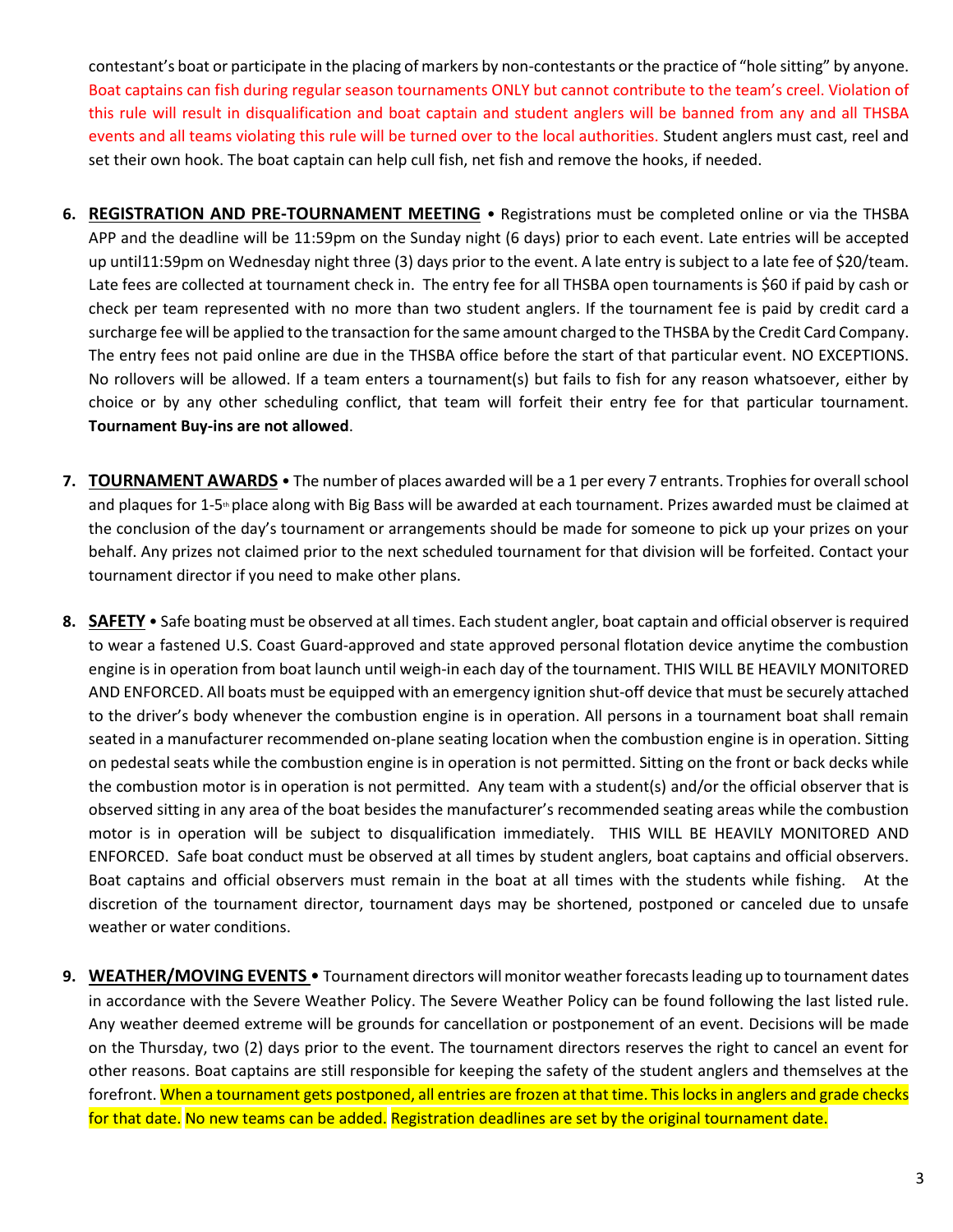contestant's boat or participate in the placing of markers by non-contestants or the practice of "hole sitting" by anyone. Boat captains can fish during regular season tournaments ONLY but cannot contribute to the team's creel. Violation of this rule will result in disqualification and boat captain and student anglers will be banned from any and all THSBA events and all teams violating this rule will be turned over to the local authorities. Student anglers must cast, reel and set their own hook. The boat captain can help cull fish, net fish and remove the hooks, if needed.

6. **REGISTRATION AND PRE-TOURNAMENT MEETING** • Registrations must be completed online or via the THSBA APP and the deadline will be 11:59pm on the Sunday night (6 days) prior to each event. Late entries will be accepted up until11:59pm on Wednesday night three (3) days prior to the event. A late entry is subject to a late fee of $20/team. Late fees are collected at tournament check in. The entry fee for all THSBA open tournaments is $60 if paid by cash or check per team represented with no more than two student anglers. If the tournament fee is paid by credit card a surcharge fee will be applied to the transaction for the same amount charged to the THSBA by the Credit Card Company. The entry fees not paid online are due in the THSBA office before the start of that particular event. NO EXCEPTIONS. No rollovers will be allowed. If a team enters a tournament(s) but fails to fish for any reason whatsoever, either by choice or by any other scheduling conflict, that team will forfeit their entry fee for that particular tournament. **Tournament Buy-ins are not allowed**.

7. **TOURNAMENT AWARDS** • The number of places awarded will be a 1 per every 7 entrants. Trophies for overall school and plaques for 1-5th place along with Big Bass will be awarded at each tournament. Prizes awarded must be claimed at the conclusion of the day's tournament or arrangements should be made for someone to pick up your prizes on your behalf. Any prizes not claimed prior to the next scheduled tournament for that division will be forfeited. Contact your tournament director if you need to make other plans.

8. **SAFETY** • Safe boating must be observed at all times. Each student angler, boat captain and official observer is required to wear a fastened U.S. Coast Guard-approved and state approved personal flotation device anytime the combustion engine is in operation from boat launch until weigh-in each day of the tournament. THIS WILL BE HEAVILY MONITORED AND ENFORCED. All boats must be equipped with an emergency ignition shut-off device that must be securely attached to the driver's body whenever the combustion engine is in operation. All persons in a tournament boat shall remain seated in a manufacturer recommended on-plane seating location when the combustion engine is in operation. Sitting on pedestal seats while the combustion engine is in operation is not permitted. Sitting on the front or back decks while the combustion motor is in operation is not permitted. Any team with a student(s) and/or the official observer that is observed sitting in any area of the boat besides the manufacturer's recommended seating areas while the combustion motor is in operation will be subject to disqualification immediately. THIS WILL BE HEAVILY MONITORED AND ENFORCED. Safe boat conduct must be observed at all times by student anglers, boat captains and official observers. Boat captains and official observers must remain in the boat at all times with the students while fishing. At the discretion of the tournament director, tournament days may be shortened, postponed or canceled due to unsafe weather or water conditions.

9. **WEATHER/MOVING EVENTS** • Tournament directors will monitor weather forecasts leading up to tournament dates in accordance with the Severe Weather Policy. The Severe Weather Policy can be found following the last listed rule. Any weather deemed extreme will be grounds for cancellation or postponement of an event. Decisions will be made on the Thursday, two (2) days prior to the event. The tournament directors reserves the right to cancel an event for other reasons. Boat captains are still responsible for keeping the safety of the student anglers and themselves at the forefront. When a tournament gets postponed, all entries are frozen at that time. This locks in anglers and grade checks for that date. No new teams can be added. Registration deadlines are set by the original tournament date.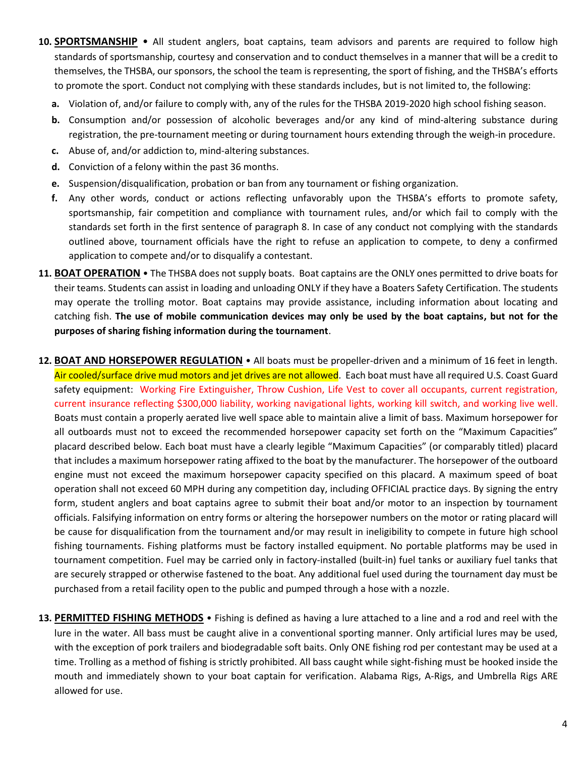10. **SPORTSMANSHIP** • All student anglers, boat captains, team advisors and parents are required to follow high standards of sportsmanship, courtesy and conservation and to conduct themselves in a manner that will be a credit to themselves, the THSBA, our sponsors, the school the team is representing, the sport of fishing, and the THSBA's efforts to promote the sport. Conduct not complying with these standards includes, but is not limited to, the following:
    - **a.** Violation of, and/or failure to comply with, any of the rules for the THSBA 2019-2020 high school fishing season.
    - **b.** Consumption and/or possession of alcoholic beverages and/or any kind of mind-altering substance during registration, the pre-tournament meeting or during tournament hours extending through the weigh-in procedure.
    - **c.** Abuse of, and/or addiction to, mind-altering substances.
    - **d.** Conviction of a felony within the past 36 months.
    - **e.** Suspension/disqualification, probation or ban from any tournament or fishing organization.
    - **f.** Any other words, conduct or actions reflecting unfavorably upon the THSBA's efforts to promote safety, sportsmanship, fair competition and compliance with tournament rules, and/or which fail to comply with the standards set forth in the first sentence of paragraph 8. In case of any conduct not complying with the standards outlined above, tournament officials have the right to refuse an application to compete, to deny a confirmed application to compete and/or to disqualify a contestant.

11. **BOAT OPERATION** • The THSBA does not supply boats. Boat captains are the ONLY ones permitted to drive boats for their teams. Students can assist in loading and unloading ONLY if they have a Boaters Safety Certification. The students may operate the trolling motor. Boat captains may provide assistance, including information about locating and catching fish. **The use of mobile communication devices may only be used by the boat captains, but not for the purposes of sharing fishing information during the tournament**.

12. **BOAT AND HORSEPOWER REGULATION** • All boats must be propeller-driven and a minimum of 16 feet in length. Air cooled/surface drive mud motors and jet drives are not allowed. Each boat must have all required U.S. Coast Guard safety equipment: Working Fire Extinguisher, Throw Cushion, Life Vest to cover all occupants, current registration, current insurance reflecting $300,000 liability, working navigational lights, working kill switch, and working live well. Boats must contain a properly aerated live well space able to maintain alive a limit of bass. Maximum horsepower for all outboards must not to exceed the recommended horsepower capacity set forth on the "Maximum Capacities" placard described below. Each boat must have a clearly legible "Maximum Capacities" (or comparably titled) placard that includes a maximum horsepower rating affixed to the boat by the manufacturer. The horsepower of the outboard engine must not exceed the maximum horsepower capacity specified on this placard. A maximum speed of boat operation shall not exceed 60 MPH during any competition day, including OFFICIAL practice days. By signing the entry form, student anglers and boat captains agree to submit their boat and/or motor to an inspection by tournament officials. Falsifying information on entry forms or altering the horsepower numbers on the motor or rating placard will be cause for disqualification from the tournament and/or may result in ineligibility to compete in future high school fishing tournaments. Fishing platforms must be factory installed equipment. No portable platforms may be used in tournament competition. Fuel may be carried only in factory-installed (built-in) fuel tanks or auxiliary fuel tanks that are securely strapped or otherwise fastened to the boat. Any additional fuel used during the tournament day must be purchased from a retail facility open to the public and pumped through a hose with a nozzle.

13. **PERMITTED FISHING METHODS** • Fishing is defined as having a lure attached to a line and a rod and reel with the lure in the water. All bass must be caught alive in a conventional sporting manner. Only artificial lures may be used, with the exception of pork trailers and biodegradable soft baits. Only ONE fishing rod per contestant may be used at a time. Trolling as a method of fishing is strictly prohibited. All bass caught while sight-fishing must be hooked inside the mouth and immediately shown to your boat captain for verification. Alabama Rigs, A-Rigs, and Umbrella Rigs ARE allowed for use.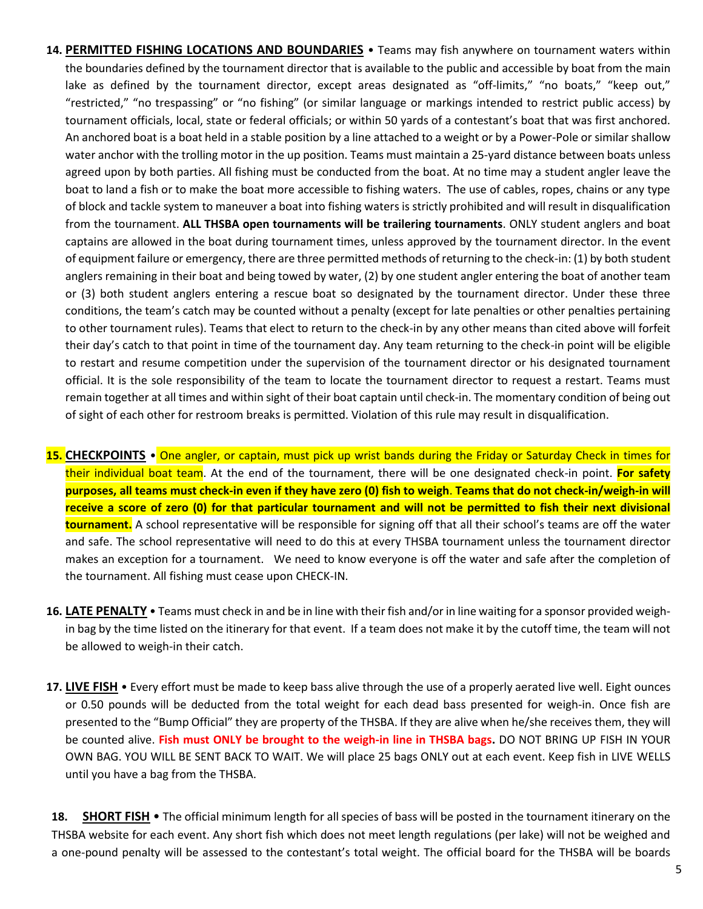14. **PERMITTED FISHING LOCATIONS AND BOUNDARIES** • Teams may fish anywhere on tournament waters within the boundaries defined by the tournament director that is available to the public and accessible by boat from the main lake as defined by the tournament director, except areas designated as "off-limits," "no boats," "keep out," "restricted," "no trespassing" or "no fishing" (or similar language or markings intended to restrict public access) by tournament officials, local, state or federal officials; or within 50 yards of a contestant's boat that was first anchored. An anchored boat is a boat held in a stable position by a line attached to a weight or by a Power-Pole or similar shallow water anchor with the trolling motor in the up position. Teams must maintain a 25-yard distance between boats unless agreed upon by both parties. All fishing must be conducted from the boat. At no time may a student angler leave the boat to land a fish or to make the boat more accessible to fishing waters. The use of cables, ropes, chains or any type of block and tackle system to maneuver a boat into fishing waters is strictly prohibited and will result in disqualification from the tournament. **ALL THSBA open tournaments will be trailering tournaments**. ONLY student anglers and boat captains are allowed in the boat during tournament times, unless approved by the tournament director. In the event of equipment failure or emergency, there are three permitted methods of returning to the check-in: (1) by both student anglers remaining in their boat and being towed by water, (2) by one student angler entering the boat of another team or (3) both student anglers entering a rescue boat so designated by the tournament director. Under these three conditions, the team's catch may be counted without a penalty (except for late penalties or other penalties pertaining to other tournament rules). Teams that elect to return to the check-in by any other means than cited above will forfeit their day's catch to that point in time of the tournament day. Any team returning to the check-in point will be eligible to restart and resume competition under the supervision of the tournament director or his designated tournament official. It is the sole responsibility of the team to locate the tournament director to request a restart. Teams must remain together at all times and within sight of their boat captain until check-in. The momentary condition of being out of sight of each other for restroom breaks is permitted. Violation of this rule may result in disqualification.

15. **CHECKPOINTS** • One angler, or captain, must pick up wrist bands during the Friday or Saturday Check in times for their individual boat team. At the end of the tournament, there will be one designated check-in point. **For safety purposes, all teams must check-in even if they have zero (0) fish to weigh**. **Teams that do not check-in/weigh-in will receive a score of zero (0) for that particular tournament and will not be permitted to fish their next divisional tournament.** A school representative will be responsible for signing off that all their school's teams are off the water and safe. The school representative will need to do this at every THSBA tournament unless the tournament director makes an exception for a tournament. We need to know everyone is off the water and safe after the completion of the tournament. All fishing must cease upon CHECK-IN.

16. **LATE PENALTY** • Teams must check in and be in line with their fish and/or in line waiting for a sponsor provided weigh-in bag by the time listed on the itinerary for that event. If a team does not make it by the cutoff time, the team will not be allowed to weigh-in their catch.

17. **LIVE FISH** • Every effort must be made to keep bass alive through the use of a properly aerated live well. Eight ounces or 0.50 pounds will be deducted from the total weight for each dead bass presented for weigh-in. Once fish are presented to the "Bump Official" they are property of the THSBA. If they are alive when he/she receives them, they will be counted alive. **Fish must ONLY be brought to the weigh-in line in THSBA bags.** DO NOT BRING UP FISH IN YOUR OWN BAG. YOU WILL BE SENT BACK TO WAIT. We will place 25 bags ONLY out at each event. Keep fish in LIVE WELLS until you have a bag from the THSBA.

18. **SHORT FISH** • The official minimum length for all species of bass will be posted in the tournament itinerary on the THSBA website for each event. Any short fish which does not meet length regulations (per lake) will not be weighed and a one-pound penalty will be assessed to the contestant's total weight. The official board for the THSBA will be boards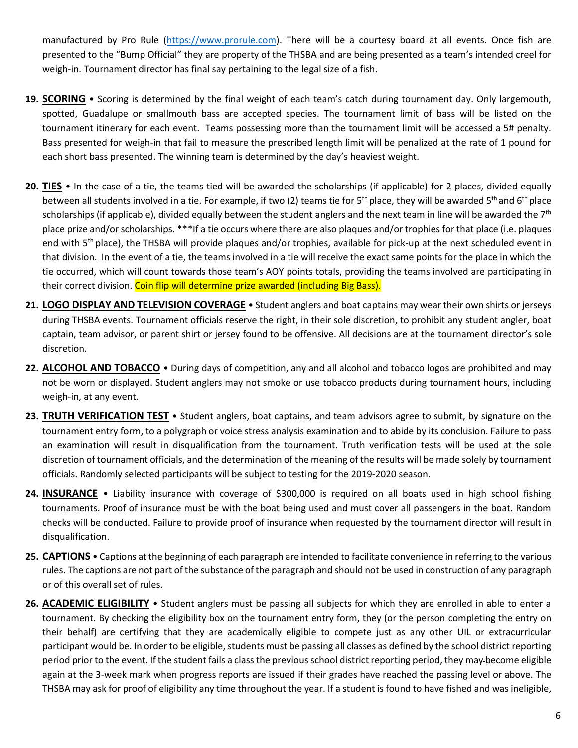manufactured by Pro Rule (https://www.prorule.com). There will be a courtesy board at all events. Once fish are presented to the "Bump Official" they are property of the THSBA and are being presented as a team's intended creel for weigh-in. Tournament director has final say pertaining to the legal size of a fish.

19. **SCORING** • Scoring is determined by the final weight of each team's catch during tournament day. Only largemouth, spotted, Guadalupe or smallmouth bass are accepted species. The tournament limit of bass will be listed on the tournament itinerary for each event. Teams possessing more than the tournament limit will be accessed a 5# penalty. Bass presented for weigh-in that fail to measure the prescribed length limit will be penalized at the rate of 1 pound for each short bass presented. The winning team is determined by the day's heaviest weight.

20. **TIES** • In the case of a tie, the teams tied will be awarded the scholarships (if applicable) for 2 places, divided equally between all students involved in a tie. For example, if two (2) teams tie for 5th place, they will be awarded 5th and 6th place scholarships (if applicable), divided equally between the student anglers and the next team in line will be awarded the 7th place prize and/or scholarships. ***If a tie occurs where there are also plaques and/or trophies for that place (i.e. plaques end with 5th place), the THSBA will provide plaques and/or trophies, available for pick-up at the next scheduled event in that division. In the event of a tie, the teams involved in a tie will receive the exact same points for the place in which the tie occurred, which will count towards those team's AOY points totals, providing the teams involved are participating in their correct division. Coin flip will determine prize awarded (including Big Bass).

21. **LOGO DISPLAY AND TELEVISION COVERAGE** • Student anglers and boat captains may wear their own shirts or jerseys during THSBA events. Tournament officials reserve the right, in their sole discretion, to prohibit any student angler, boat captain, team advisor, or parent shirt or jersey found to be offensive. All decisions are at the tournament director's sole discretion.

22. **ALCOHOL AND TOBACCO** • During days of competition, any and all alcohol and tobacco logos are prohibited and may not be worn or displayed. Student anglers may not smoke or use tobacco products during tournament hours, including weigh-in, at any event.

23. **TRUTH VERIFICATION TEST** • Student anglers, boat captains, and team advisors agree to submit, by signature on the tournament entry form, to a polygraph or voice stress analysis examination and to abide by its conclusion. Failure to pass an examination will result in disqualification from the tournament. Truth verification tests will be used at the sole discretion of tournament officials, and the determination of the meaning of the results will be made solely by tournament officials. Randomly selected participants will be subject to testing for the 2019-2020 season.

24. **INSURANCE** • Liability insurance with coverage of $300,000 is required on all boats used in high school fishing tournaments. Proof of insurance must be with the boat being used and must cover all passengers in the boat. Random checks will be conducted. Failure to provide proof of insurance when requested by the tournament director will result in disqualification.

25. **CAPTIONS** • Captions at the beginning of each paragraph are intended to facilitate convenience in referring to the various rules. The captions are not part of the substance of the paragraph and should not be used in construction of any paragraph or of this overall set of rules.

26. **ACADEMIC ELIGIBILITY** • Student anglers must be passing all subjects for which they are enrolled in able to enter a tournament. By checking the eligibility box on the tournament entry form, they (or the person completing the entry on their behalf) are certifying that they are academically eligible to compete just as any other UIL or extracurricular participant would be. In order to be eligible, students must be passing all classes as defined by the school district reporting period prior to the event. If the student fails a class the previous school district reporting period, they may become eligible again at the 3-week mark when progress reports are issued if their grades have reached the passing level or above. The THSBA may ask for proof of eligibility any time throughout the year. If a student is found to have fished and was ineligible,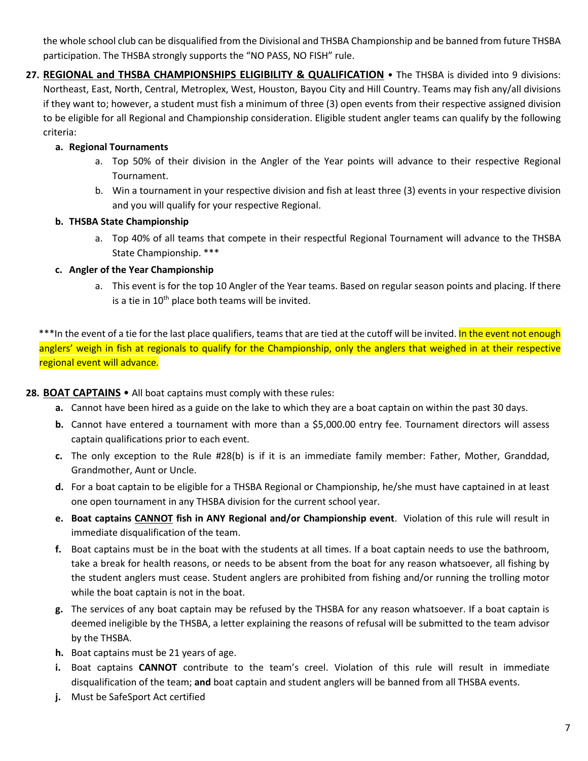the whole school club can be disqualified from the Divisional and THSBA Championship and be banned from future THSBA participation. The THSBA strongly supports the "NO PASS, NO FISH" rule.

27. **REGIONAL and THSBA CHAMPIONSHIPS ELIGIBILITY & QUALIFICATION** • The THSBA is divided into 9 divisions: Northeast, East, North, Central, Metroplex, West, Houston, Bayou City and Hill Country. Teams may fish any/all divisions if they want to; however, a student must fish a minimum of three (3) open events from their respective assigned division to be eligible for all Regional and Championship consideration. Eligible student angler teams can qualify by the following criteria:

   a. **Regional Tournaments**
      a. Top 50% of their division in the Angler of the Year points will advance to their respective Regional Tournament.
      b. Win a tournament in your respective division and fish at least three (3) events in your respective division and you will qualify for your respective Regional.

   b. **THSBA State Championship**
      a. Top 40% of all teams that compete in their respectful Regional Tournament will advance to the THSBA State Championship. ***

   c. **Angler of the Year Championship**
      a. This event is for the top 10 Angler of the Year teams. Based on regular season points and placing. If there is a tie in 10th place both teams will be invited.

***In the event of a tie for the last place qualifiers, teams that are tied at the cutoff will be invited. In the event not enough anglers' weigh in fish at regionals to qualify for the Championship, only the anglers that weighed in at their respective regional event will advance.

28. **BOAT CAPTAINS** • All boat captains must comply with these rules:
   a. Cannot have been hired as a guide on the lake to which they are a boat captain on within the past 30 days.
   b. Cannot have entered a tournament with more than a $5,000.00 entry fee. Tournament directors will assess captain qualifications prior to each event.
   c. The only exception to the Rule #28(b) is if it is an immediate family member: Father, Mother, Granddad, Grandmother, Aunt or Uncle.
   d. For a boat captain to be eligible for a THSBA Regional or Championship, he/she must have captained in at least one open tournament in any THSBA division for the current school year.
   e. **Boat captains CANNOT fish in ANY Regional and/or Championship event**. Violation of this rule will result in immediate disqualification of the team.
   f. Boat captains must be in the boat with the students at all times. If a boat captain needs to use the bathroom, take a break for health reasons, or needs to be absent from the boat for any reason whatsoever, all fishing by the student anglers must cease. Student anglers are prohibited from fishing and/or running the trolling motor while the boat captain is not in the boat.
   g. The services of any boat captain may be refused by the THSBA for any reason whatsoever. If a boat captain is deemed ineligible by the THSBA, a letter explaining the reasons of refusal will be submitted to the team advisor by the THSBA.
   h. Boat captains must be 21 years of age.
   i. Boat captains **CANNOT** contribute to the team's creel. Violation of this rule will result in immediate disqualification of the team; **and** boat captain and student anglers will be banned from all THSBA events.
   j. Must be SafeSport Act certified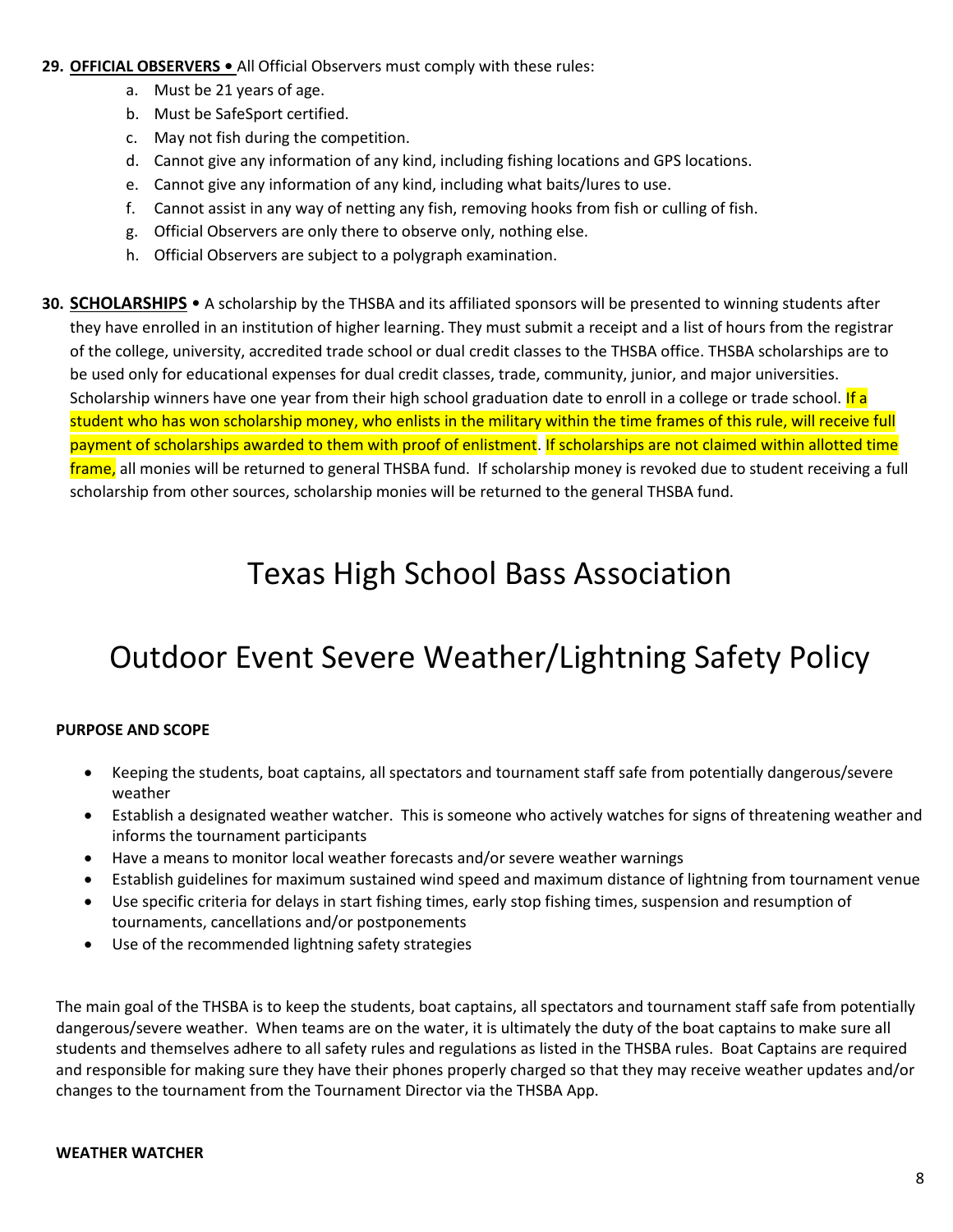**29. OFFICIAL OBSERVERS •** All Official Observers must comply with these rules:

a. Must be 21 years of age.
b. Must be SafeSport certified.
c. May not fish during the competition.
d. Cannot give any information of any kind, including fishing locations and GPS locations.
e. Cannot give any information of any kind, including what baits/lures to use.
f. Cannot assist in any way of netting any fish, removing hooks from fish or culling of fish.
g. Official Observers are only there to observe only, nothing else.
h. Official Observers are subject to a polygraph examination.

**30. SCHOLARSHIPS** • A scholarship by the THSBA and its affiliated sponsors will be presented to winning students after they have enrolled in an institution of higher learning. They must submit a receipt and a list of hours from the registrar of the college, university, accredited trade school or dual credit classes to the THSBA office. THSBA scholarships are to be used only for educational expenses for dual credit classes, trade, community, junior, and major universities. Scholarship winners have one year from their high school graduation date to enroll in a college or trade school. If a student who has won scholarship money, who enlists in the military within the time frames of this rule, will receive full payment of scholarships awarded to them with proof of enlistment. If scholarships are not claimed within allotted time frame, all monies will be returned to general THSBA fund. If scholarship money is revoked due to student receiving a full scholarship from other sources, scholarship monies will be returned to the general THSBA fund.

# Texas High School Bass Association

# Outdoor Event Severe Weather/Lightning Safety Policy

**PURPOSE AND SCOPE**

- Keeping the students, boat captains, all spectators and tournament staff safe from potentially dangerous/severe weather
- Establish a designated weather watcher. This is someone who actively watches for signs of threatening weather and informs the tournament participants
- Have a means to monitor local weather forecasts and/or severe weather warnings
- Establish guidelines for maximum sustained wind speed and maximum distance of lightning from tournament venue
- Use specific criteria for delays in start fishing times, early stop fishing times, suspension and resumption of tournaments, cancellations and/or postponements
- Use of the recommended lightning safety strategies

The main goal of the THSBA is to keep the students, boat captains, all spectators and tournament staff safe from potentially dangerous/severe weather. When teams are on the water, it is ultimately the duty of the boat captains to make sure all students and themselves adhere to all safety rules and regulations as listed in the THSBA rules. Boat Captains are required and responsible for making sure they have their phones properly charged so that they may receive weather updates and/or changes to the tournament from the Tournament Director via the THSBA App.

**WEATHER WATCHER**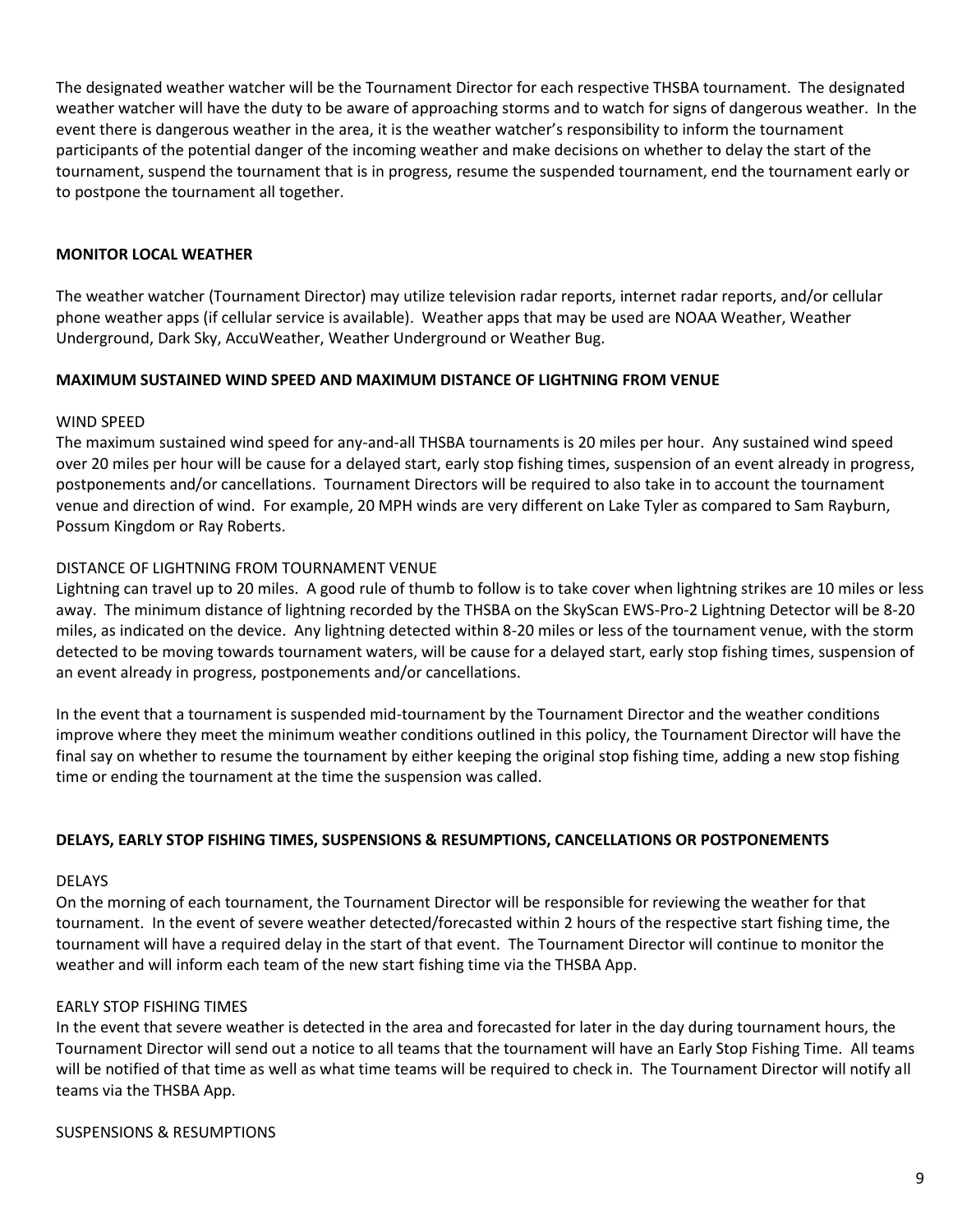The designated weather watcher will be the Tournament Director for each respective THSBA tournament. The designated weather watcher will have the duty to be aware of approaching storms and to watch for signs of dangerous weather. In the event there is dangerous weather in the area, it is the weather watcher's responsibility to inform the tournament participants of the potential danger of the incoming weather and make decisions on whether to delay the start of the tournament, suspend the tournament that is in progress, resume the suspended tournament, end the tournament early or to postpone the tournament all together.

**MONITOR LOCAL WEATHER**

The weather watcher (Tournament Director) may utilize television radar reports, internet radar reports, and/or cellular phone weather apps (if cellular service is available). Weather apps that may be used are NOAA Weather, Weather Underground, Dark Sky, AccuWeather, Weather Underground or Weather Bug.

**MAXIMUM SUSTAINED WIND SPEED AND MAXIMUM DISTANCE OF LIGHTNING FROM VENUE**

WIND SPEED

The maximum sustained wind speed for any-and-all THSBA tournaments is 20 miles per hour. Any sustained wind speed over 20 miles per hour will be cause for a delayed start, early stop fishing times, suspension of an event already in progress, postponements and/or cancellations. Tournament Directors will be required to also take in to account the tournament venue and direction of wind. For example, 20 MPH winds are very different on Lake Tyler as compared to Sam Rayburn, Possum Kingdom or Ray Roberts.

DISTANCE OF LIGHTNING FROM TOURNAMENT VENUE

Lightning can travel up to 20 miles. A good rule of thumb to follow is to take cover when lightning strikes are 10 miles or less away. The minimum distance of lightning recorded by the THSBA on the SkyScan EWS-Pro-2 Lightning Detector will be 8-20 miles, as indicated on the device. Any lightning detected within 8-20 miles or less of the tournament venue, with the storm detected to be moving towards tournament waters, will be cause for a delayed start, early stop fishing times, suspension of an event already in progress, postponements and/or cancellations.

In the event that a tournament is suspended mid-tournament by the Tournament Director and the weather conditions improve where they meet the minimum weather conditions outlined in this policy, the Tournament Director will have the final say on whether to resume the tournament by either keeping the original stop fishing time, adding a new stop fishing time or ending the tournament at the time the suspension was called.

**DELAYS, EARLY STOP FISHING TIMES, SUSPENSIONS & RESUMPTIONS, CANCELLATIONS OR POSTPONEMENTS**

DELAYS

On the morning of each tournament, the Tournament Director will be responsible for reviewing the weather for that tournament. In the event of severe weather detected/forecasted within 2 hours of the respective start fishing time, the tournament will have a required delay in the start of that event. The Tournament Director will continue to monitor the weather and will inform each team of the new start fishing time via the THSBA App.

EARLY STOP FISHING TIMES

In the event that severe weather is detected in the area and forecasted for later in the day during tournament hours, the Tournament Director will send out a notice to all teams that the tournament will have an Early Stop Fishing Time. All teams will be notified of that time as well as what time teams will be required to check in. The Tournament Director will notify all teams via the THSBA App.

SUSPENSIONS & RESUMPTIONS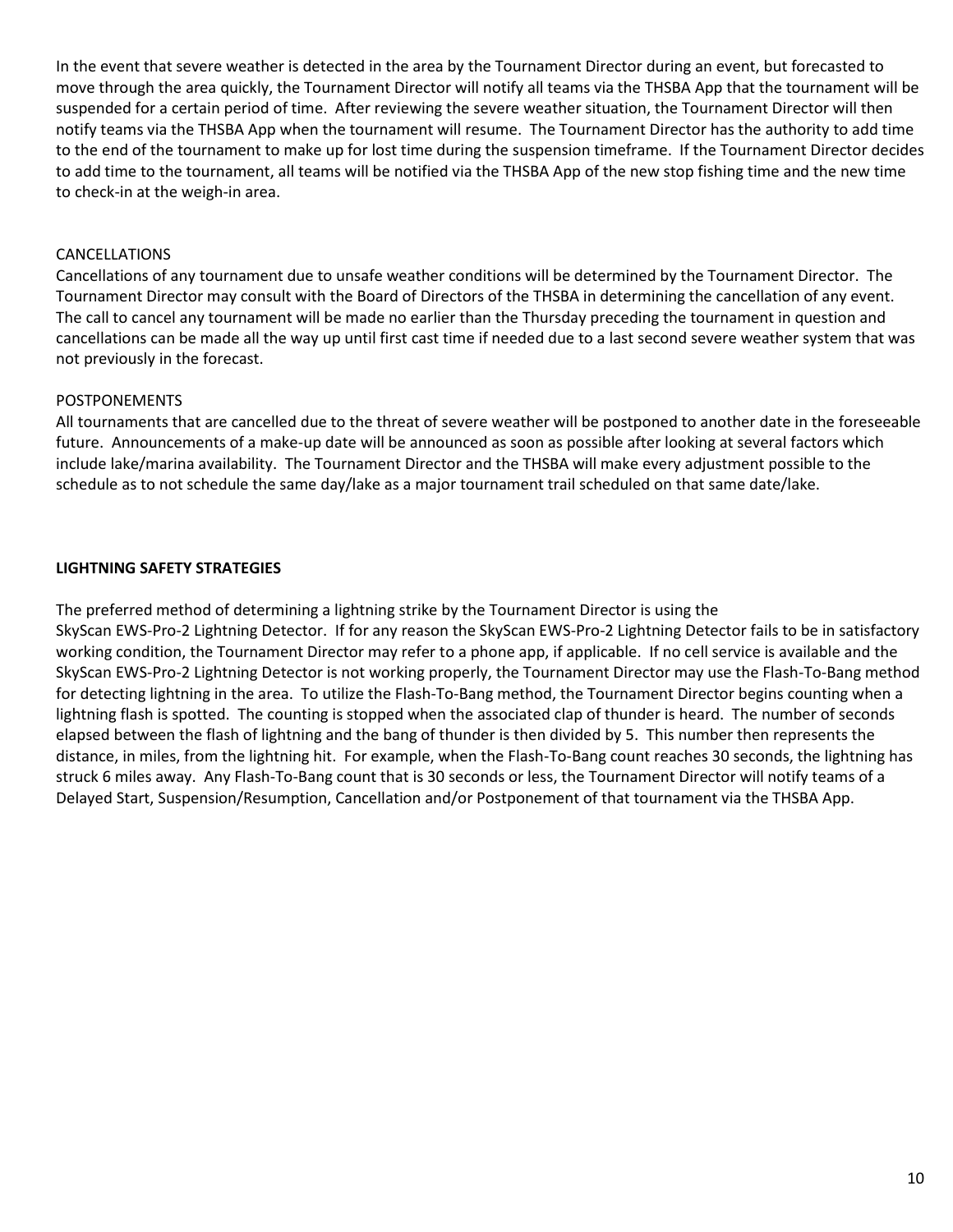In the event that severe weather is detected in the area by the Tournament Director during an event, but forecasted to move through the area quickly, the Tournament Director will notify all teams via the THSBA App that the tournament will be suspended for a certain period of time. After reviewing the severe weather situation, the Tournament Director will then notify teams via the THSBA App when the tournament will resume. The Tournament Director has the authority to add time to the end of the tournament to make up for lost time during the suspension timeframe. If the Tournament Director decides to add time to the tournament, all teams will be notified via the THSBA App of the new stop fishing time and the new time to check-in at the weigh-in area.

CANCELLATIONS

Cancellations of any tournament due to unsafe weather conditions will be determined by the Tournament Director. The Tournament Director may consult with the Board of Directors of the THSBA in determining the cancellation of any event. The call to cancel any tournament will be made no earlier than the Thursday preceding the tournament in question and cancellations can be made all the way up until first cast time if needed due to a last second severe weather system that was not previously in the forecast.

POSTPONEMENTS

All tournaments that are cancelled due to the threat of severe weather will be postponed to another date in the foreseeable future. Announcements of a make-up date will be announced as soon as possible after looking at several factors which include lake/marina availability. The Tournament Director and the THSBA will make every adjustment possible to the schedule as to not schedule the same day/lake as a major tournament trail scheduled on that same date/lake.

**LIGHTNING SAFETY STRATEGIES**

The preferred method of determining a lightning strike by the Tournament Director is using the SkyScan EWS-Pro-2 Lightning Detector. If for any reason the SkyScan EWS-Pro-2 Lightning Detector fails to be in satisfactory working condition, the Tournament Director may refer to a phone app, if applicable. If no cell service is available and the SkyScan EWS-Pro-2 Lightning Detector is not working properly, the Tournament Director may use the Flash-To-Bang method for detecting lightning in the area. To utilize the Flash-To-Bang method, the Tournament Director begins counting when a lightning flash is spotted. The counting is stopped when the associated clap of thunder is heard. The number of seconds elapsed between the flash of lightning and the bang of thunder is then divided by 5. This number then represents the distance, in miles, from the lightning hit. For example, when the Flash-To-Bang count reaches 30 seconds, the lightning has struck 6 miles away. Any Flash-To-Bang count that is 30 seconds or less, the Tournament Director will notify teams of a Delayed Start, Suspension/Resumption, Cancellation and/or Postponement of that tournament via the THSBA App.